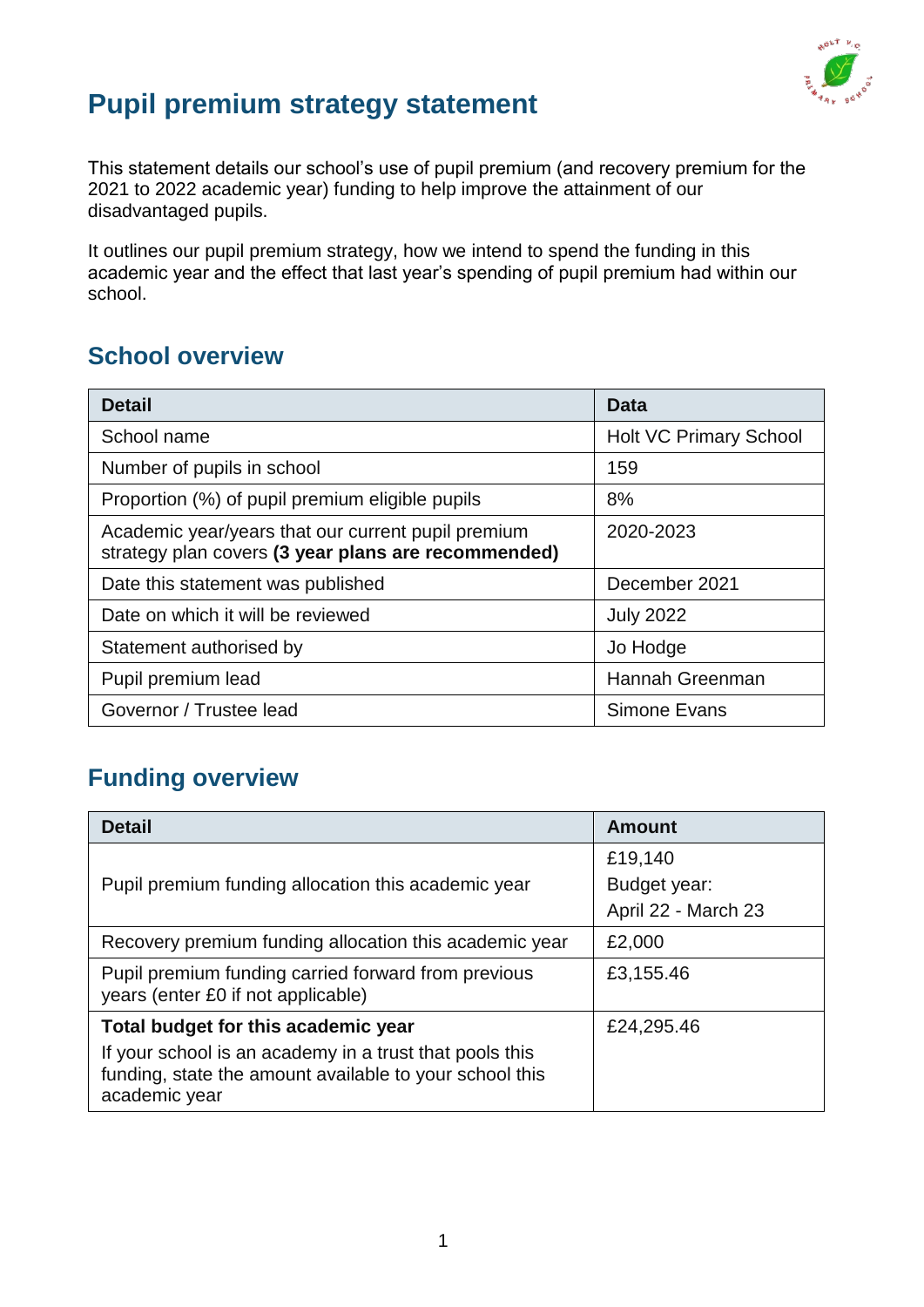# Pupil premium strategy statement

This statement details our school's use of pupil premium (and recovery premium for the 2021 to 2022 academic year) funding to help improve the attainment of our disadvantaged pupils.

It outlines our pupil premium strategy, how we intend to spend the funding in this academic year and the effect that last year's spending of pupil premium had within our school.

## School overview

| Detail | Data |
|---|---|
| School name | Holt VC Primary School |
| Number of pupils in school | 159 |
| Proportion (%) of pupil premium eligible pupils | 8% |
| Academic year/years that our current pupil premium strategy plan covers **(3 year plans are recommended)** | 2020-2023 |
| Date this statement was published | December 2021 |
| Date on which it will be reviewed | July 2022 |
| Statement authorised by | Jo Hodge |
| Pupil premium lead | Hannah Greenman |
| Governor / Trustee lead | Simone Evans |

## Funding overview

| Detail | Amount |
|---|---|
| Pupil premium funding allocation this academic year | £19,140<br>Budget year:<br>April 22 - March 23 |
| Recovery premium funding allocation this academic year | £2,000 |
| Pupil premium funding carried forward from previous years (enter £0 if not applicable) | £3,155.46 |
| **Total budget for this academic year**<br>If your school is an academy in a trust that pools this funding, state the amount available to your school this academic year | £24,295.46 |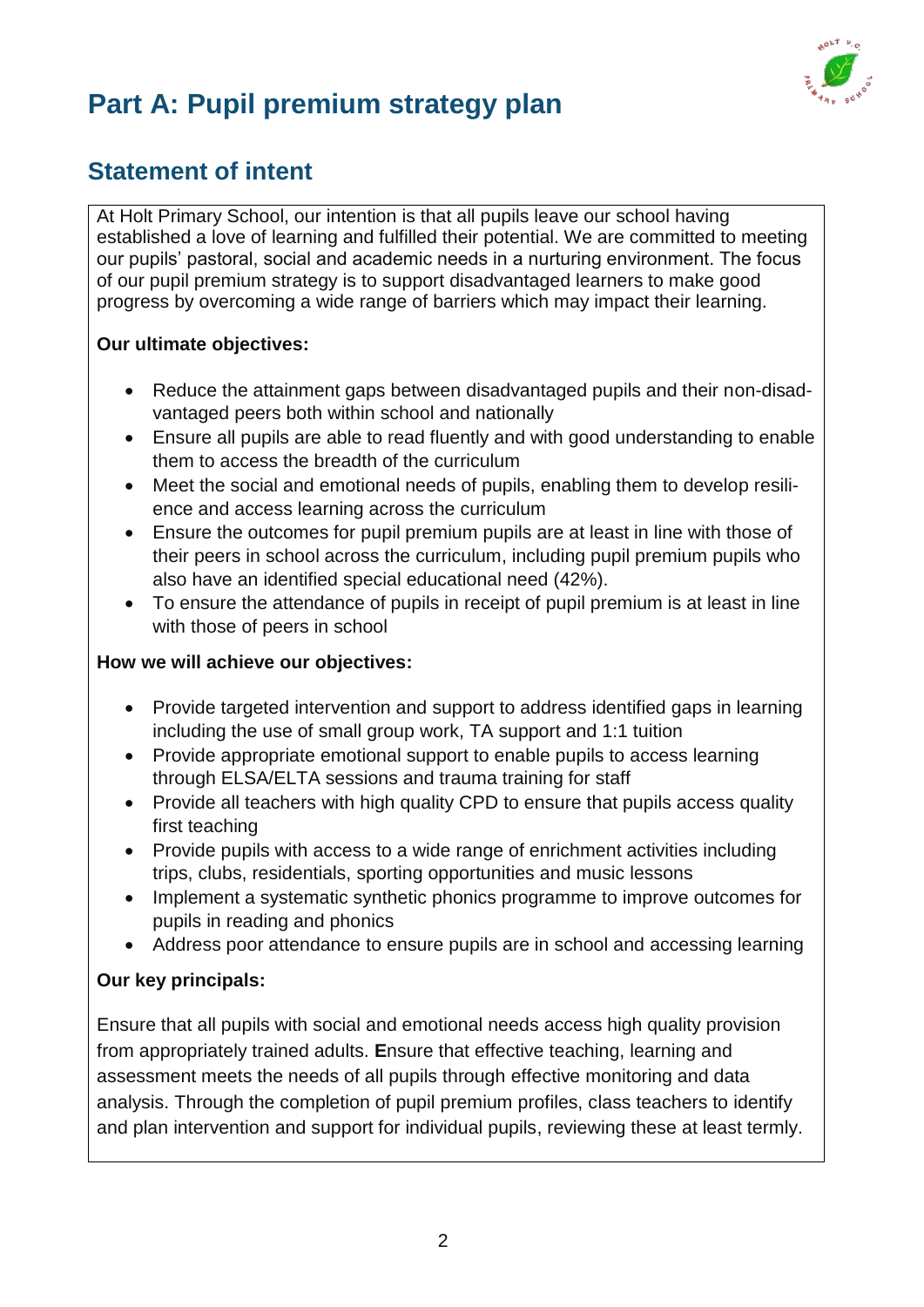# Part A: Pupil premium strategy plan

## Statement of intent

At Holt Primary School, our intention is that all pupils leave our school having established a love of learning and fulfilled their potential. We are committed to meeting our pupils' pastoral, social and academic needs in a nurturing environment. The focus of our pupil premium strategy is to support disadvantaged learners to make good progress by overcoming a wide range of barriers which may impact their learning.

**Our ultimate objectives:**

- Reduce the attainment gaps between disadvantaged pupils and their non-disadvantaged peers both within school and nationally
- Ensure all pupils are able to read fluently and with good understanding to enable them to access the breadth of the curriculum
- Meet the social and emotional needs of pupils, enabling them to develop resilience and access learning across the curriculum
- Ensure the outcomes for pupil premium pupils are at least in line with those of their peers in school across the curriculum, including pupil premium pupils who also have an identified special educational need (42%).
- To ensure the attendance of pupils in receipt of pupil premium is at least in line with those of peers in school

**How we will achieve our objectives:**

- Provide targeted intervention and support to address identified gaps in learning including the use of small group work, TA support and 1:1 tuition
- Provide appropriate emotional support to enable pupils to access learning through ELSA/ELTA sessions and trauma training for staff
- Provide all teachers with high quality CPD to ensure that pupils access quality first teaching
- Provide pupils with access to a wide range of enrichment activities including trips, clubs, residentials, sporting opportunities and music lessons
- Implement a systematic synthetic phonics programme to improve outcomes for pupils in reading and phonics
- Address poor attendance to ensure pupils are in school and accessing learning

**Our key principals:**

Ensure that all pupils with social and emotional needs access high quality provision from appropriately trained adults. **E**nsure that effective teaching, learning and assessment meets the needs of all pupils through effective monitoring and data analysis. Through the completion of pupil premium profiles, class teachers to identify and plan intervention and support for individual pupils, reviewing these at least termly.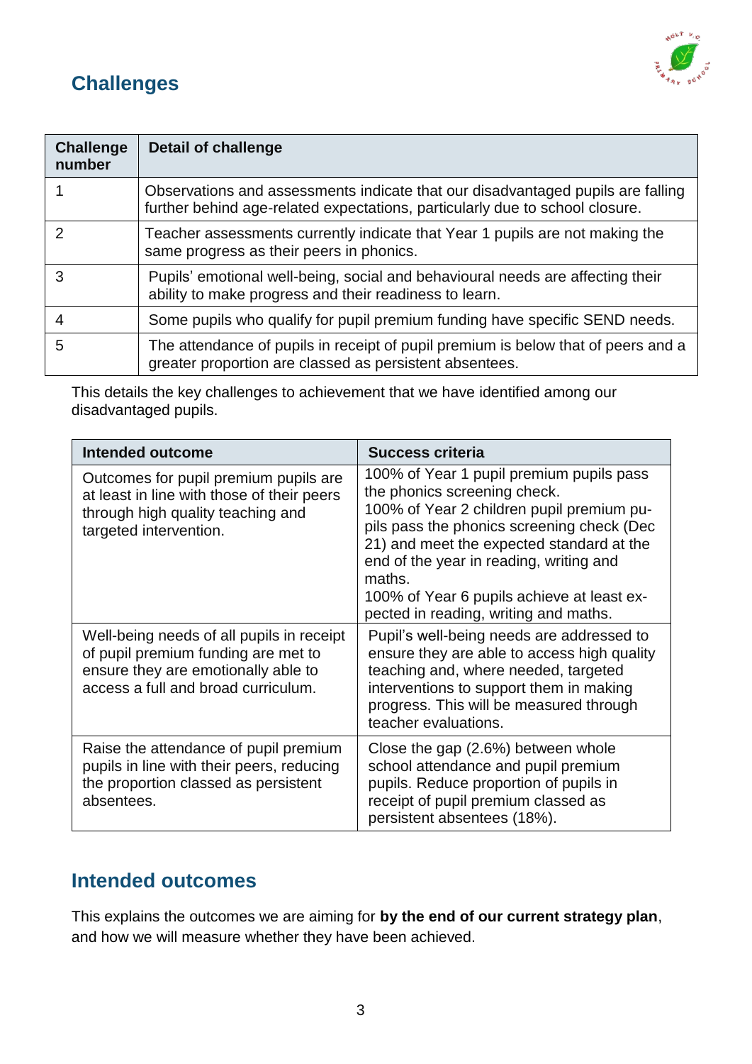## Challenges

| Challenge number | Detail of challenge |
|---|---|
| 1 | Observations and assessments indicate that our disadvantaged pupils are falling further behind age-related expectations, particularly due to school closure. |
| 2 | Teacher assessments currently indicate that Year 1 pupils are not making the same progress as their peers in phonics. |
| 3 | Pupils' emotional well-being, social and behavioural needs are affecting their ability to make progress and their readiness to learn. |
| 4 | Some pupils who qualify for pupil premium funding have specific SEND needs. |
| 5 | The attendance of pupils in receipt of pupil premium is below that of peers and a greater proportion are classed as persistent absentees. |

This details the key challenges to achievement that we have identified among our disadvantaged pupils.

| Intended outcome | Success criteria |
|---|---|
| Outcomes for pupil premium pupils are at least in line with those of their peers through high quality teaching and targeted intervention. | 100% of Year 1 pupil premium pupils pass the phonics screening check.<br>100% of Year 2 children pupil premium pupils pass the phonics screening check (Dec 21) and meet the expected standard at the end of the year in reading, writing and maths.<br>100% of Year 6 pupils achieve at least expected in reading, writing and maths. |
| Well-being needs of all pupils in receipt of pupil premium funding are met to ensure they are emotionally able to access a full and broad curriculum. | Pupil's well-being needs are addressed to ensure they are able to access high quality teaching and, where needed, targeted interventions to support them in making progress. This will be measured through teacher evaluations. |
| Raise the attendance of pupil premium pupils in line with their peers, reducing the proportion classed as persistent absentees. | Close the gap (2.6%) between whole school attendance and pupil premium pupils. Reduce proportion of pupils in receipt of pupil premium classed as persistent absentees (18%). |

## Intended outcomes

This explains the outcomes we are aiming for **by the end of our current strategy plan**, and how we will measure whether they have been achieved.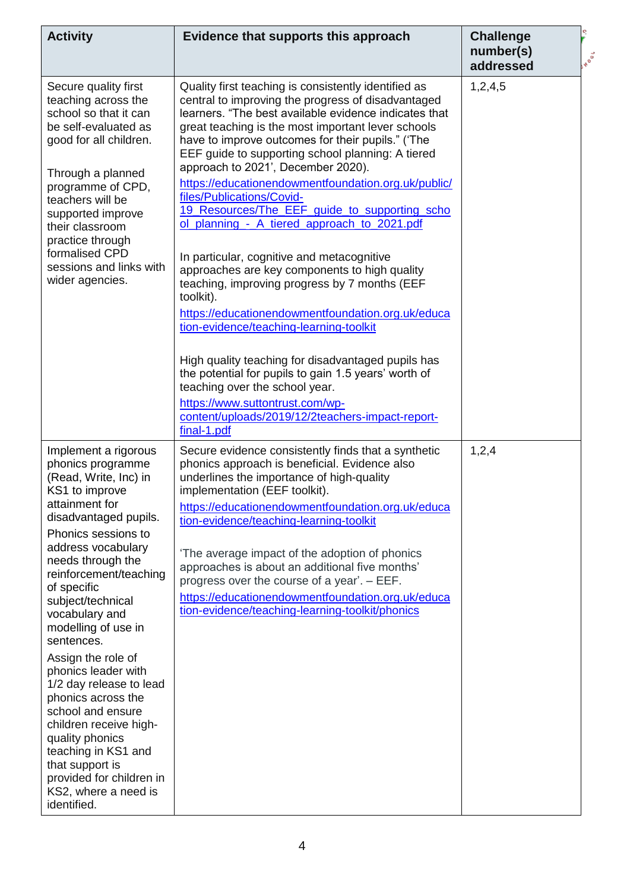| Activity | Evidence that supports this approach | Challenge number(s) addressed |
| --- | --- | --- |
| Secure quality first teaching across the school so that it can be self-evaluated as good for all children.<br><br>Through a planned programme of CPD, teachers will be supported improve their classroom practice through formalised CPD sessions and links with wider agencies. | Quality first teaching is consistently identified as central to improving the progress of disadvantaged learners. "The best available evidence indicates that great teaching is the most important lever schools have to improve outcomes for their pupils." ('The EEF guide to supporting school planning: A tiered approach to 2021', December 2020).<br>https://educationendowmentfoundation.org.uk/public/files/Publications/Covid-19_Resources/The_EEF_guide_to_supporting_school_planning_-_A_tiered_approach_to_2021.pdf<br><br>In particular, cognitive and metacognitive approaches are key components to high quality teaching, improving progress by 7 months (EEF toolkit).<br>https://educationendowmentfoundation.org.uk/education-evidence/teaching-learning-toolkit<br><br>High quality teaching for disadvantaged pupils has the potential for pupils to gain 1.5 years' worth of teaching over the school year.<br>https://www.suttontrust.com/wp-content/uploads/2019/12/2teachers-impact-report-final-1.pdf | 1,2,4,5 |
| Implement a rigorous phonics programme (Read, Write, Inc) in KS1 to improve attainment for disadvantaged pupils.<br>Phonics sessions to address vocabulary needs through the reinforcement/teaching of specific subject/technical vocabulary and modelling of use in sentences.<br>Assign the role of phonics leader with 1/2 day release to lead phonics across the school and ensure children receive high-quality phonics teaching in KS1 and that support is provided for children in KS2, where a need is identified. | Secure evidence consistently finds that a synthetic phonics approach is beneficial. Evidence also underlines the importance of high-quality implementation (EEF toolkit).<br>https://educationendowmentfoundation.org.uk/education-evidence/teaching-learning-toolkit<br><br>'The average impact of the adoption of phonics approaches is about an additional five months' progress over the course of a year'. – EEF.<br>https://educationendowmentfoundation.org.uk/education-evidence/teaching-learning-toolkit/phonics | 1,2,4 |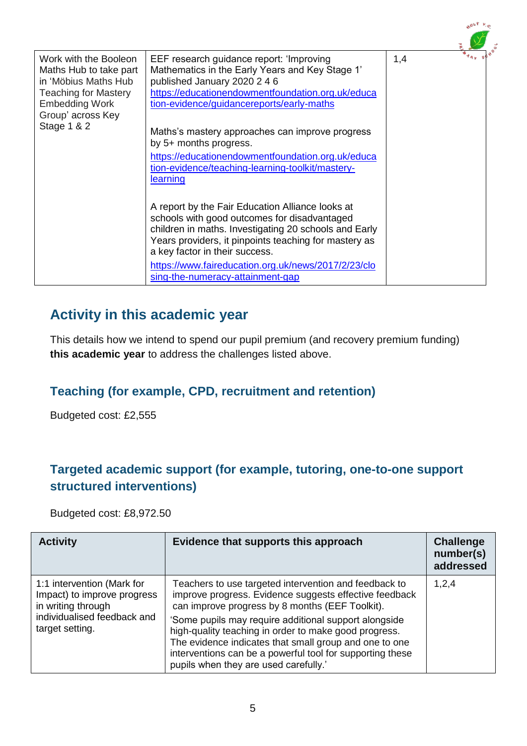| | | |
|---|---|---|
| Work with the Booleon Maths Hub to take part in 'Möbius Maths Hub Teaching for Mastery Embedding Work Group' across Key Stage 1 & 2 | EEF research guidance report: 'Improving Mathematics in the Early Years and Key Stage 1' published January 2020 2 4 6 [https://educationendowmentfoundation.org.uk/education-evidence/guidancereports/early-maths](https://educationendowmentfoundation.org.uk/education-evidence/guidancereports/early-maths)<br><br>Maths's mastery approaches can improve progress by 5+ months progress. [https://educationendowmentfoundation.org.uk/education-evidence/teaching-learning-toolkit/mastery-learning](https://educationendowmentfoundation.org.uk/education-evidence/teaching-learning-toolkit/mastery-learning)<br><br>A report by the Fair Education Alliance looks at schools with good outcomes for disadvantaged children in maths. Investigating 20 schools and Early Years providers, it pinpoints teaching for mastery as a key factor in their success. [https://www.faireducation.org.uk/news/2017/2/23/closing-the-numeracy-attainment-gap](https://www.faireducation.org.uk/news/2017/2/23/closing-the-numeracy-attainment-gap) | 1,4 |

## Activity in this academic year

This details how we intend to spend our pupil premium (and recovery premium funding) **this academic year** to address the challenges listed above.

### Teaching (for example, CPD, recruitment and retention)

Budgeted cost: £2,555

### Targeted academic support (for example, tutoring, one-to-one support structured interventions)

Budgeted cost: £8,972.50

| Activity | Evidence that supports this approach | Challenge number(s) addressed |
|---|---|---|
| 1:1 intervention (Mark for Impact) to improve progress in writing through individualised feedback and target setting. | Teachers to use targeted intervention and feedback to improve progress. Evidence suggests effective feedback can improve progress by 8 months (EEF Toolkit).<br>'Some pupils may require additional support alongside high-quality teaching in order to make good progress. The evidence indicates that small group and one to one interventions can be a powerful tool for supporting these pupils when they are used carefully.' | 1,2,4 |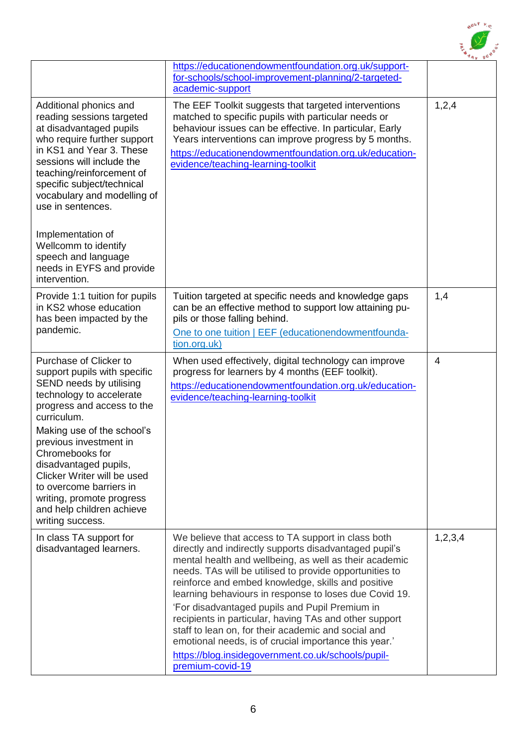| | | |
|---|---|---|
| | https://educationendowmentfoundation.org.uk/support-for-schools/school-improvement-planning/2-targeted-academic-support | |
| Additional phonics and reading sessions targeted at disadvantaged pupils who require further support in KS1 and Year 3. These sessions will include the teaching/reinforcement of specific subject/technical vocabulary and modelling of use in sentences.<br><br>Implementation of Wellcomm to identify speech and language needs in EYFS and provide intervention. | The EEF Toolkit suggests that targeted interventions matched to specific pupils with particular needs or behaviour issues can be effective. In particular, Early Years interventions can improve progress by 5 months.<br>https://educationendowmentfoundation.org.uk/education-evidence/teaching-learning-toolkit | 1,2,4 |
| Provide 1:1 tuition for pupils in KS2 whose education has been impacted by the pandemic. | Tuition targeted at specific needs and knowledge gaps can be an effective method to support low attaining pupils or those falling behind.<br>One to one tuition \| EEF (educationendowmentfoundation.org.uk) | 1,4 |
| Purchase of Clicker to support pupils with specific SEND needs by utilising technology to accelerate progress and access to the curriculum.<br>Making use of the school's previous investment in Chromebooks for disadvantaged pupils, Clicker Writer will be used to overcome barriers in writing, promote progress and help children achieve writing success. | When used effectively, digital technology can improve progress for learners by 4 months (EEF toolkit).<br>https://educationendowmentfoundation.org.uk/education-evidence/teaching-learning-toolkit | 4 |
| In class TA support for disadvantaged learners. | We believe that access to TA support in class both directly and indirectly supports disadvantaged pupil's mental health and wellbeing, as well as their academic needs. TAs will be utilised to provide opportunities to reinforce and embed knowledge, skills and positive learning behaviours in response to loses due Covid 19.<br>'For disadvantaged pupils and Pupil Premium in recipients in particular, having TAs and other support staff to lean on, for their academic and social and emotional needs, is of crucial importance this year.'<br>https://blog.insidegovernment.co.uk/schools/pupil-premium-covid-19 | 1,2,3,4 |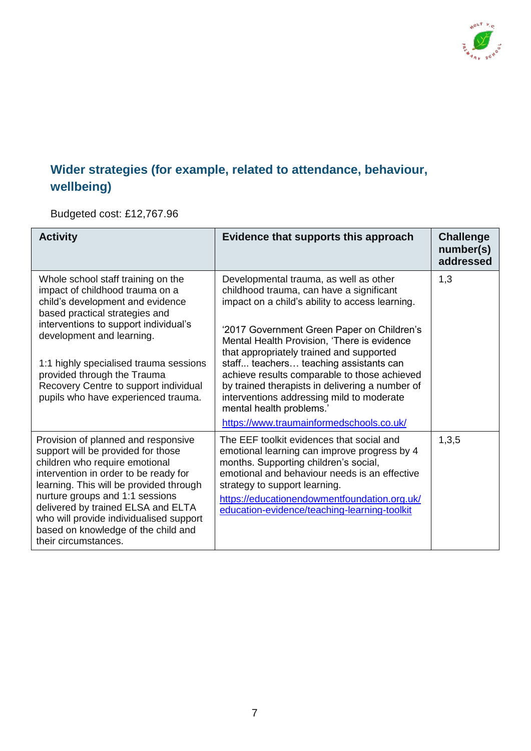## Wider strategies (for example, related to attendance, behaviour, wellbeing)

Budgeted cost: £12,767.96

| Activity | Evidence that supports this approach | Challenge number(s) addressed |
|---|---|---|
| Whole school staff training on the impact of childhood trauma on a child's development and evidence based practical strategies and interventions to support individual's development and learning.<br><br>1:1 highly specialised trauma sessions provided through the Trauma Recovery Centre to support individual pupils who have experienced trauma. | Developmental trauma, as well as other childhood trauma, can have a significant impact on a child's ability to access learning.<br><br>'2017 Government Green Paper on Children's Mental Health Provision, 'There is evidence that appropriately trained and supported staff… teachers… teaching assistants can achieve results comparable to those achieved by trained therapists in delivering a number of interventions addressing mild to moderate mental health problems.'<br>[https://www.traumainformedschools.co.uk/](https://www.traumainformedschools.co.uk/) | 1,3 |
| Provision of planned and responsive support will be provided for those children who require emotional intervention in order to be ready for learning. This will be provided through nurture groups and 1:1 sessions delivered by trained ELSA and ELTA who will provide individualised support based on knowledge of the child and their circumstances. | The EEF toolkit evidences that social and emotional learning can improve progress by 4 months. Supporting children's social, emotional and behaviour needs is an effective strategy to support learning.<br>[https://educationendowmentfoundation.org.uk/education-evidence/teaching-learning-toolkit](https://educationendowmentfoundation.org.uk/education-evidence/teaching-learning-toolkit) | 1,3,5 |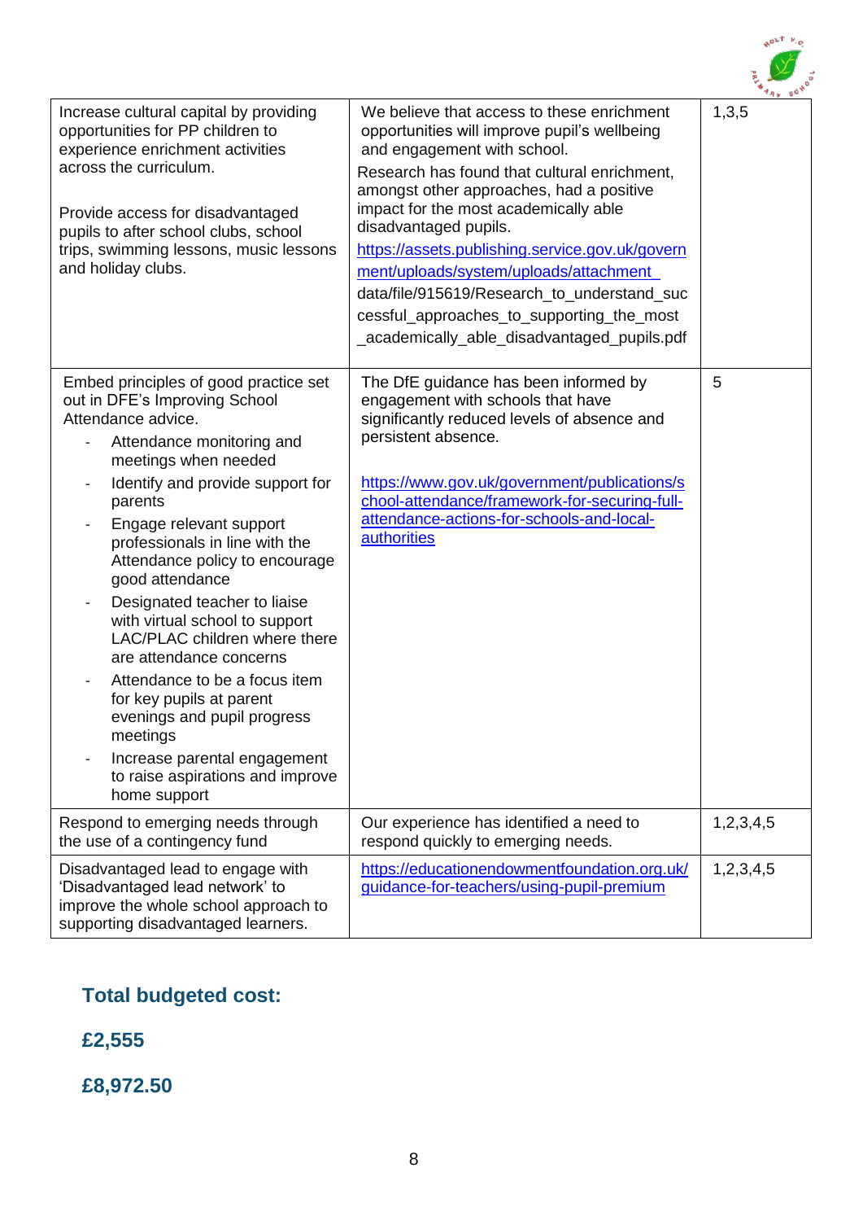| | | |
|---|---|---|
| Increase cultural capital by providing opportunities for PP children to experience enrichment activities across the curriculum.<br><br>Provide access for disadvantaged pupils to after school clubs, school trips, swimming lessons, music lessons and holiday clubs. | We believe that access to these enrichment opportunities will improve pupil's wellbeing and engagement with school.<br>Research has found that cultural enrichment, amongst other approaches, had a positive impact for the most academically able disadvantaged pupils.<br>https://assets.publishing.service.gov.uk/government/uploads/system/uploads/attachment_data/file/915619/Research_to_understand_successful_approaches_to_supporting_the_most_academically_able_disadvantaged_pupils.pdf | 1,3,5 |
| Embed principles of good practice set out in DFE's Improving School Attendance advice.<br>- Attendance monitoring and meetings when needed<br>- Identify and provide support for parents<br>- Engage relevant support professionals in line with the Attendance policy to encourage good attendance<br>- Designated teacher to liaise with virtual school to support LAC/PLAC children where there are attendance concerns<br>- Attendance to be a focus item for key pupils at parent evenings and pupil progress meetings<br>- Increase parental engagement to raise aspirations and improve home support | The DfE guidance has been informed by engagement with schools that have significantly reduced levels of absence and persistent absence.<br><br>https://www.gov.uk/government/publications/school-attendance/framework-for-securing-full-attendance-actions-for-schools-and-local-authorities | 5 |
| Respond to emerging needs through the use of a contingency fund | Our experience has identified a need to respond quickly to emerging needs. | 1,2,3,4,5 |
| Disadvantaged lead to engage with 'Disadvantaged lead network' to improve the whole school approach to supporting disadvantaged learners. | https://educationendowmentfoundation.org.uk/guidance-for-teachers/using-pupil-premium | 1,2,3,4,5 |

## Total budgeted cost:

## £2,555

## £8,972.50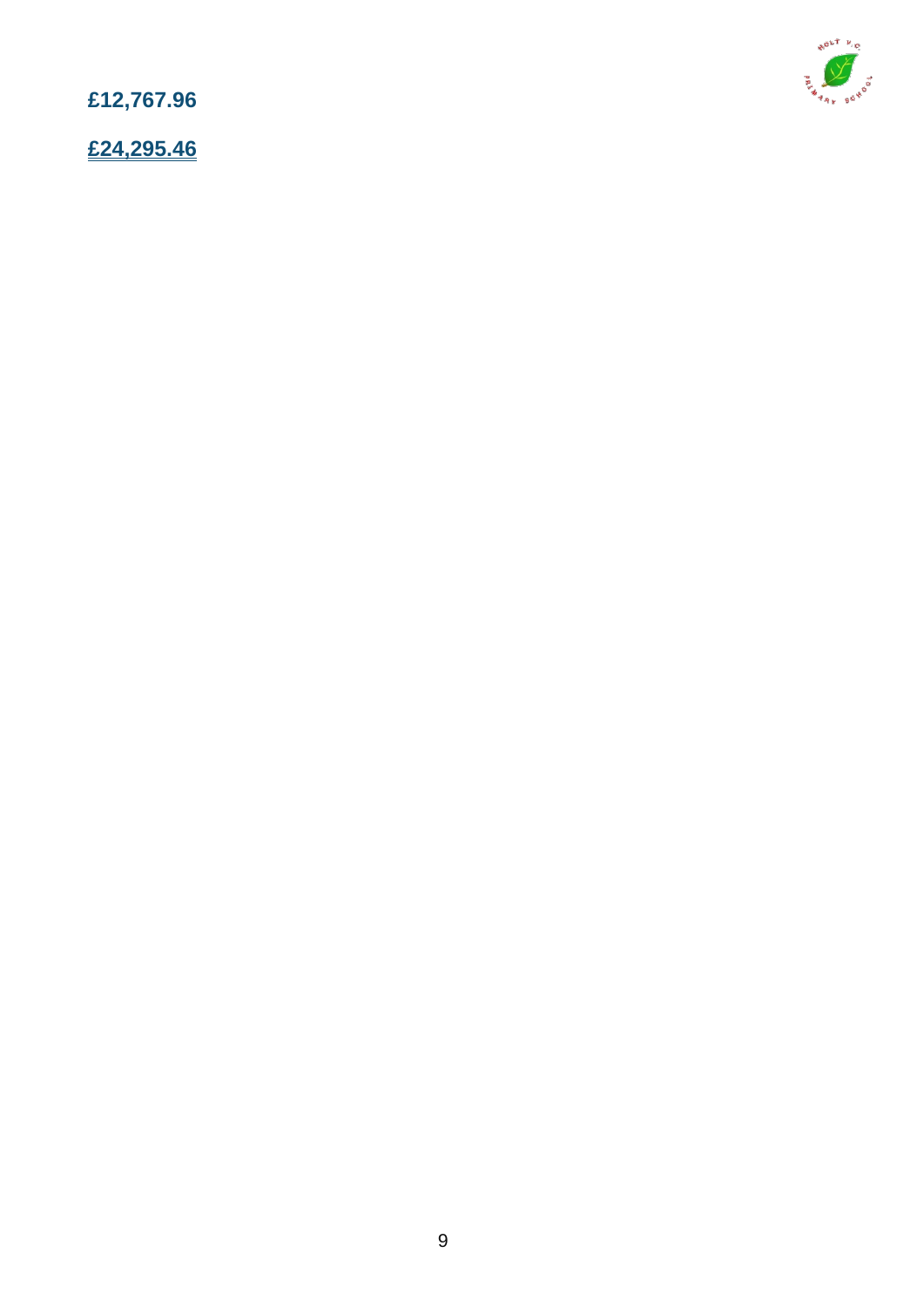**£12,767.96**

**£24,295.46**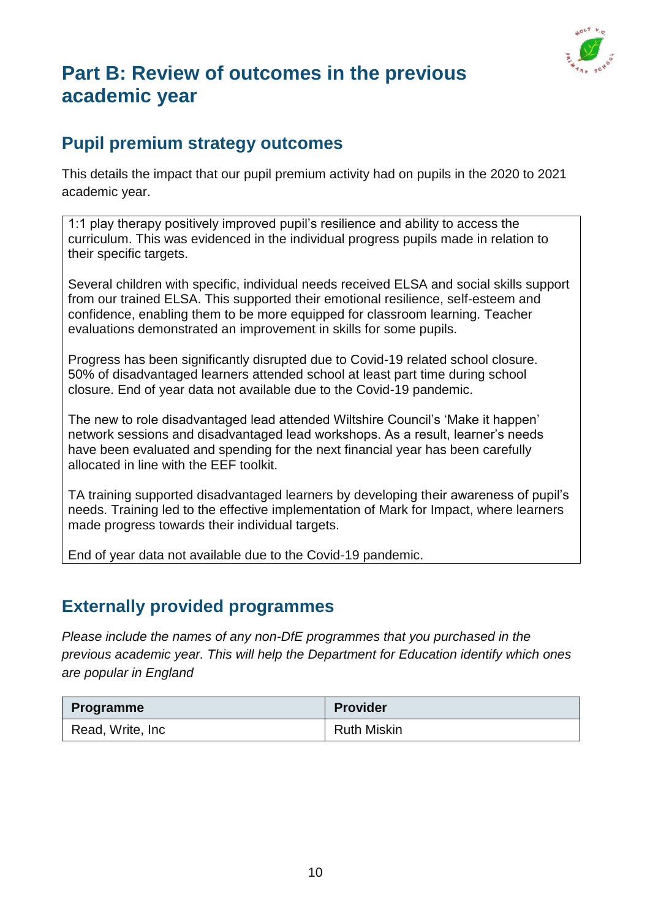# Part B: Review of outcomes in the previous academic year

## Pupil premium strategy outcomes

This details the impact that our pupil premium activity had on pupils in the 2020 to 2021 academic year.

1:1 play therapy positively improved pupil's resilience and ability to access the curriculum. This was evidenced in the individual progress pupils made in relation to their specific targets.

Several children with specific, individual needs received ELSA and social skills support from our trained ELSA. This supported their emotional resilience, self-esteem and confidence, enabling them to be more equipped for classroom learning. Teacher evaluations demonstrated an improvement in skills for some pupils.

Progress has been significantly disrupted due to Covid-19 related school closure. 50% of disadvantaged learners attended school at least part time during school closure. End of year data not available due to the Covid-19 pandemic.

The new to role disadvantaged lead attended Wiltshire Council's 'Make it happen' network sessions and disadvantaged lead workshops. As a result, learner's needs have been evaluated and spending for the next financial year has been carefully allocated in line with the EEF toolkit.

TA training supported disadvantaged learners by developing their awareness of pupil's needs. Training led to the effective implementation of Mark for Impact, where learners made progress towards their individual targets.

End of year data not available due to the Covid-19 pandemic.

## Externally provided programmes

*Please include the names of any non-DfE programmes that you purchased in the previous academic year. This will help the Department for Education identify which ones are popular in England*

| Programme | Provider |
| --- | --- |
| Read, Write, Inc | Ruth Miskin |